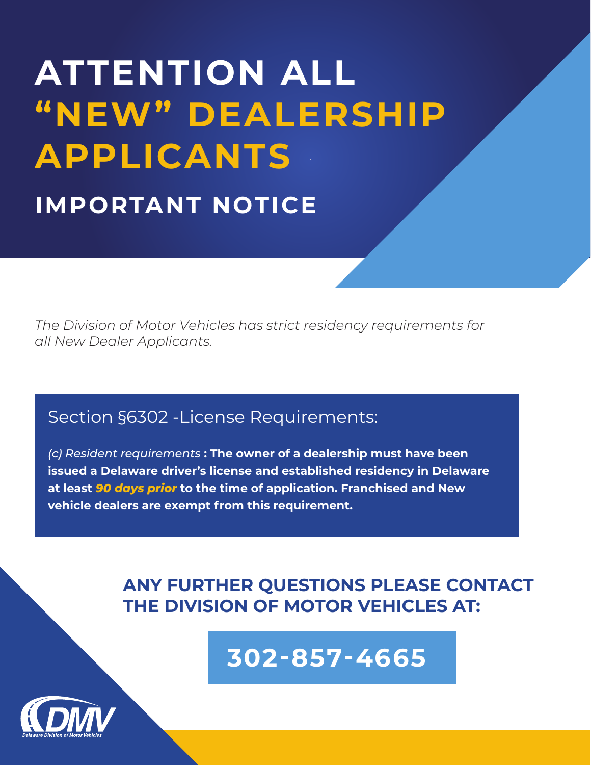# ATTENTION ALL "NEW" DEALERSHIP APPLICANTS

## IMPORTANT NOTICE

*The Division of Motor Vehicles has strict residency requirements for all New Dealer Applicants.*

### Section §6302 -License Requirements:

*(c) Resident requirements* **: The owner of a dealership must have been issued a Delaware driver's license and established residency in Delaware at least *90 days prior* to the time of application. Franchised and New vehicle dealers are exempt from this requirement.**

**ANY FURTHER QUESTIONS PLEASE CONTACT THE DIVISION OF MOTOR VEHICLES AT:**

**302-857-4665**

DMV

Delaware Division of Motor Vehicles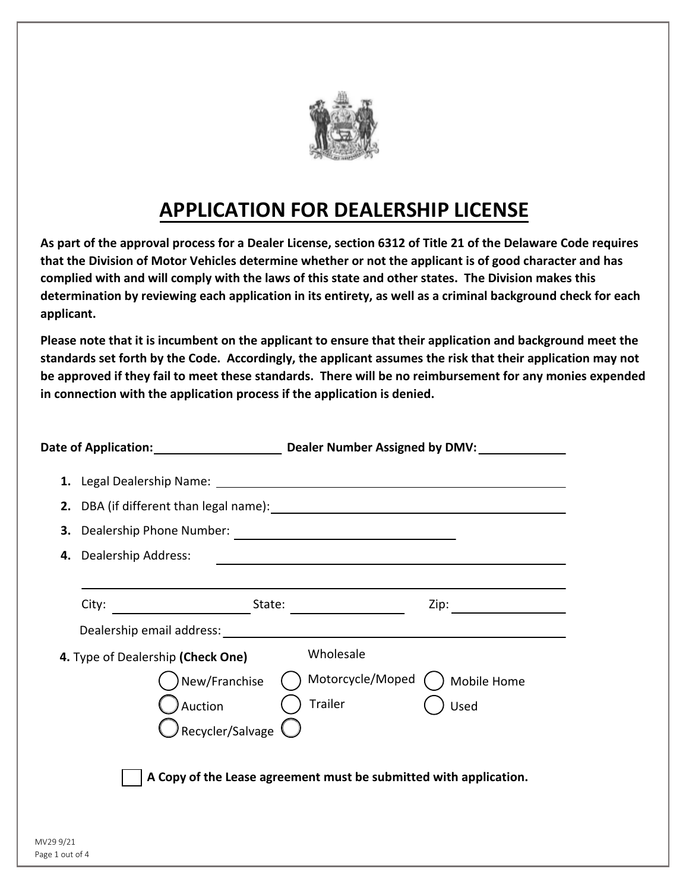# APPLICATION FOR DEALERSHIP LICENSE

**As part of the approval process for a Dealer License, section 6312 of Title 21 of the Delaware Code requires that the Division of Motor Vehicles determine whether or not the applicant is of good character and has complied with and will comply with the laws of this state and other states. The Division makes this determination by reviewing each application in its entirety, as well as a criminal background check for each applicant.**

**Please note that it is incumbent on the applicant to ensure that their application and background meet the standards set forth by the Code. Accordingly, the applicant assumes the risk that their application may not be approved if they fail to meet these standards. There will be no reimbursement for any monies expended in connection with the application process if the application is denied.**

**Date of Application:** ____________________ **Dealer Number Assigned by DMV:** ______________

1. Legal Dealership Name: ____________________________________________
2. DBA (if different than legal name): ____________________________________________
3. Dealership Phone Number: ______________________________
4. Dealership Address: ____________________________________________

   ____________________________________________

   City: ________________ State: ______________ Zip: ______________

   Dealership email address: ____________________________________________

**4.** Type of Dealership **(Check One)**

- ( ) New/Franchise
- ( ) Auction
- ( ) Recycler/Salvage
- ( ) Wholesale
- ( ) Motorcycle/Moped
- ( ) Trailer
- ( ) Mobile Home
- ( ) Used

☐ **A Copy of the Lease agreement must be submitted with application.**

MV29 9/21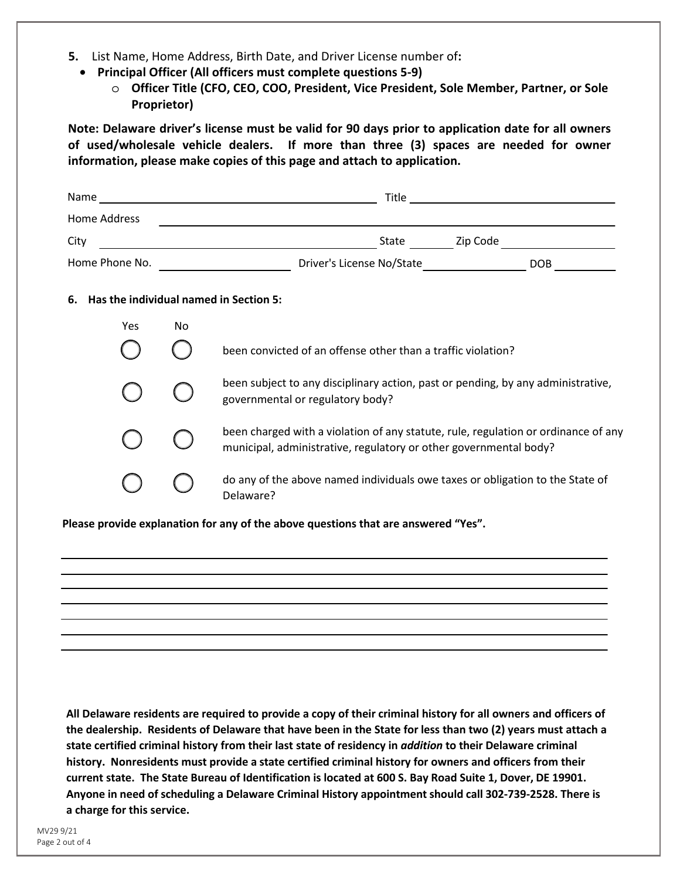**5.** List Name, Home Address, Birth Date, and Driver License number of**:**

- **Principal Officer (All officers must complete questions 5-9)**
  - **Officer Title (CFO, CEO, COO, President, Vice President, Sole Member, Partner, or Sole Proprietor)**

**Note: Delaware driver's license must be valid for 90 days prior to application date for all owners of used/wholesale vehicle dealers. If more than three (3) spaces are needed for owner information, please make copies of this page and attach to application.**

Name ______________________________ Title ______________________

Home Address ______________________________________________

City ______________________________ State ______ Zip Code ____________

Home Phone No. ______________ Driver's License No/State ____________ DOB ________

**6. Has the individual named in Section 5:**

| Yes | No | |
|---|---|---|
| ◯ | ◯ | been convicted of an offense other than a traffic violation? |
| ◯ | ◯ | been subject to any disciplinary action, past or pending, by any administrative, governmental or regulatory body? |
| ◯ | ◯ | been charged with a violation of any statute, rule, regulation or ordinance of any municipal, administrative, regulatory or other governmental body? |
| ◯ | ◯ | do any of the above named individuals owe taxes or obligation to the State of Delaware? |

**Please provide explanation for any of the above questions that are answered "Yes".**

______________________________________________________________________

______________________________________________________________________

______________________________________________________________________

______________________________________________________________________

______________________________________________________________________

______________________________________________________________________

______________________________________________________________________

**All Delaware residents are required to provide a copy of their criminal history for all owners and officers of the dealership. Residents of Delaware that have been in the State for less than two (2) years must attach a state certified criminal history from their last state of residency in *addition* to their Delaware criminal history. Nonresidents must provide a state certified criminal history for owners and officers from their current state. The State Bureau of Identification is located at 600 S. Bay Road Suite 1, Dover, DE 19901. Anyone in need of scheduling a Delaware Criminal History appointment should call 302-739-2528. There is a charge for this service.**

MV29 9/21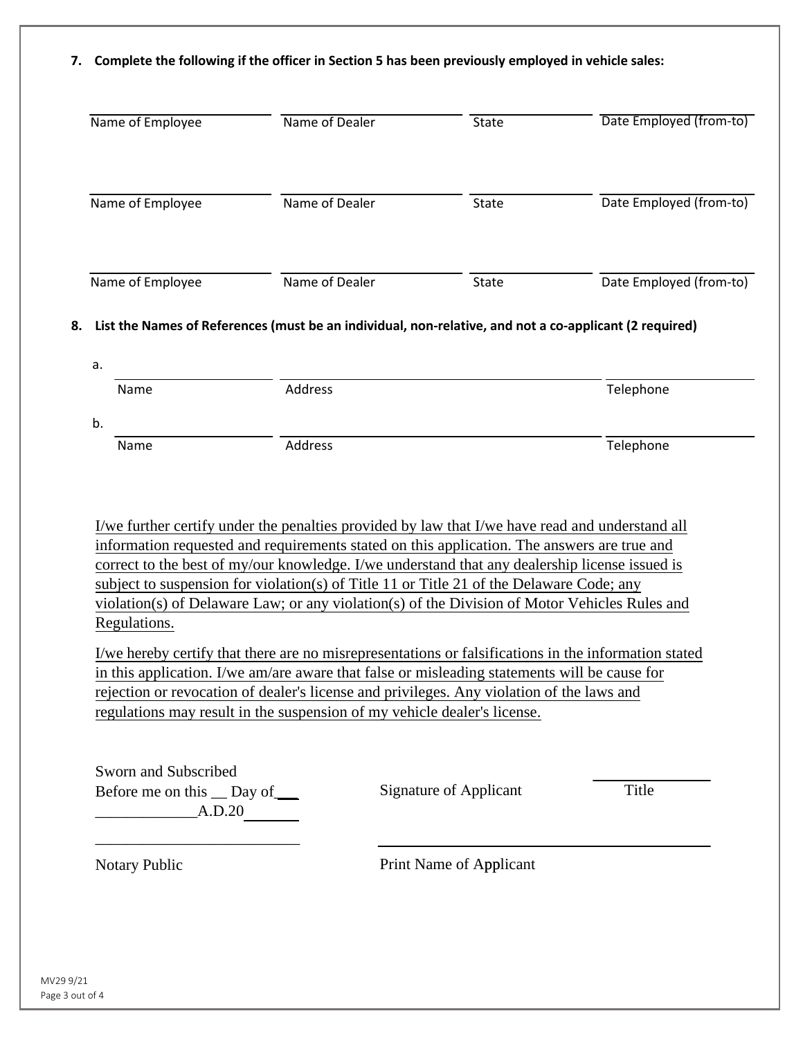**7. Complete the following if the officer in Section 5 has been previously employed in vehicle sales:**

| Name of Employee | Name of Dealer | State | Date Employed (from-to) |
|---|---|---|---|
| | | | |
| | | | |
| | | | |

**8. List the Names of References (must be an individual, non-relative, and not a co-applicant (2 required)**

| | Name | Address | Telephone |
|---|---|---|---|
| a. | | | |
| b. | | | |

I/we further certify under the penalties provided by law that I/we have read and understand all information requested and requirements stated on this application. The answers are true and correct to the best of my/our knowledge. I/we understand that any dealership license issued is subject to suspension for violation(s) of Title 11 or Title 21 of the Delaware Code; any violation(s) of Delaware Law; or any violation(s) of the Division of Motor Vehicles Rules and Regulations.

I/we hereby certify that there are no misrepresentations or falsifications in the information stated in this application. I/we am/are aware that false or misleading statements will be cause for rejection or revocation of dealer's license and privileges. Any violation of the laws and regulations may result in the suspension of my vehicle dealer's license.

Sworn and Subscribed
Before me on this __ Day of___
_____________A.D.20_______

Signature of Applicant ______________ Title

_________________________
Notary Public

_________________________
Print Name of Applicant

MV29 9/21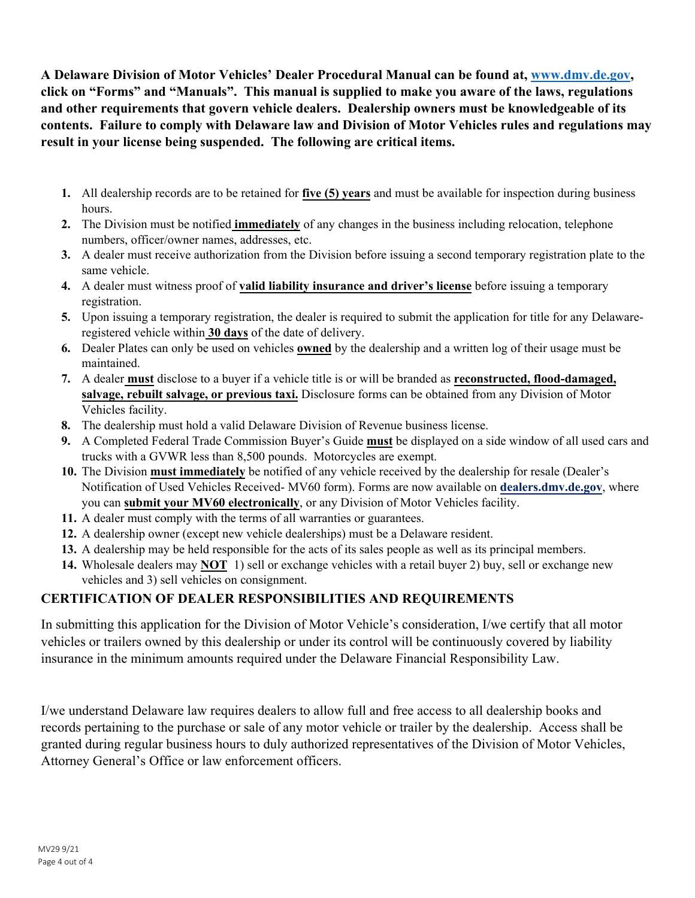**A Delaware Division of Motor Vehicles' Dealer Procedural Manual can be found at, [www.dmv.de.gov](http://www.dmv.de.gov), click on "Forms" and "Manuals". This manual is supplied to make you aware of the laws, regulations and other requirements that govern vehicle dealers. Dealership owners must be knowledgeable of its contents. Failure to comply with Delaware law and Division of Motor Vehicles rules and regulations may result in your license being suspended. The following are critical items.**

1. All dealership records are to be retained for **five (5) years** and must be available for inspection during business hours.
2. The Division must be notified **immediately** of any changes in the business including relocation, telephone numbers, officer/owner names, addresses, etc.
3. A dealer must receive authorization from the Division before issuing a second temporary registration plate to the same vehicle.
4. A dealer must witness proof of **valid liability insurance and driver's license** before issuing a temporary registration.
5. Upon issuing a temporary registration, the dealer is required to submit the application for title for any Delaware-registered vehicle within **30 days** of the date of delivery.
6. Dealer Plates can only be used on vehicles **owned** by the dealership and a written log of their usage must be maintained.
7. A dealer **must** disclose to a buyer if a vehicle title is or will be branded as **reconstructed, flood-damaged, salvage, rebuilt salvage, or previous taxi.** Disclosure forms can be obtained from any Division of Motor Vehicles facility.
8. The dealership must hold a valid Delaware Division of Revenue business license.
9. A Completed Federal Trade Commission Buyer's Guide **must** be displayed on a side window of all used cars and trucks with a GVWR less than 8,500 pounds. Motorcycles are exempt.
10. The Division **must immediately** be notified of any vehicle received by the dealership for resale (Dealer's Notification of Used Vehicles Received- MV60 form). Forms are now available on **dealers.dmv.de.gov**, where you can **submit your MV60 electronically**, or any Division of Motor Vehicles facility.
11. A dealer must comply with the terms of all warranties or guarantees.
12. A dealership owner (except new vehicle dealerships) must be a Delaware resident.
13. A dealership may be held responsible for the acts of its sales people as well as its principal members.
14. Wholesale dealers may **NOT** 1) sell or exchange vehicles with a retail buyer 2) buy, sell or exchange new vehicles and 3) sell vehicles on consignment.

## CERTIFICATION OF DEALER RESPONSIBILITIES AND REQUIREMENTS

In submitting this application for the Division of Motor Vehicle's consideration, I/we certify that all motor vehicles or trailers owned by this dealership or under its control will be continuously covered by liability insurance in the minimum amounts required under the Delaware Financial Responsibility Law.

I/we understand Delaware law requires dealers to allow full and free access to all dealership books and records pertaining to the purchase or sale of any motor vehicle or trailer by the dealership. Access shall be granted during regular business hours to duly authorized representatives of the Division of Motor Vehicles, Attorney General's Office or law enforcement officers.

MV29 9/21